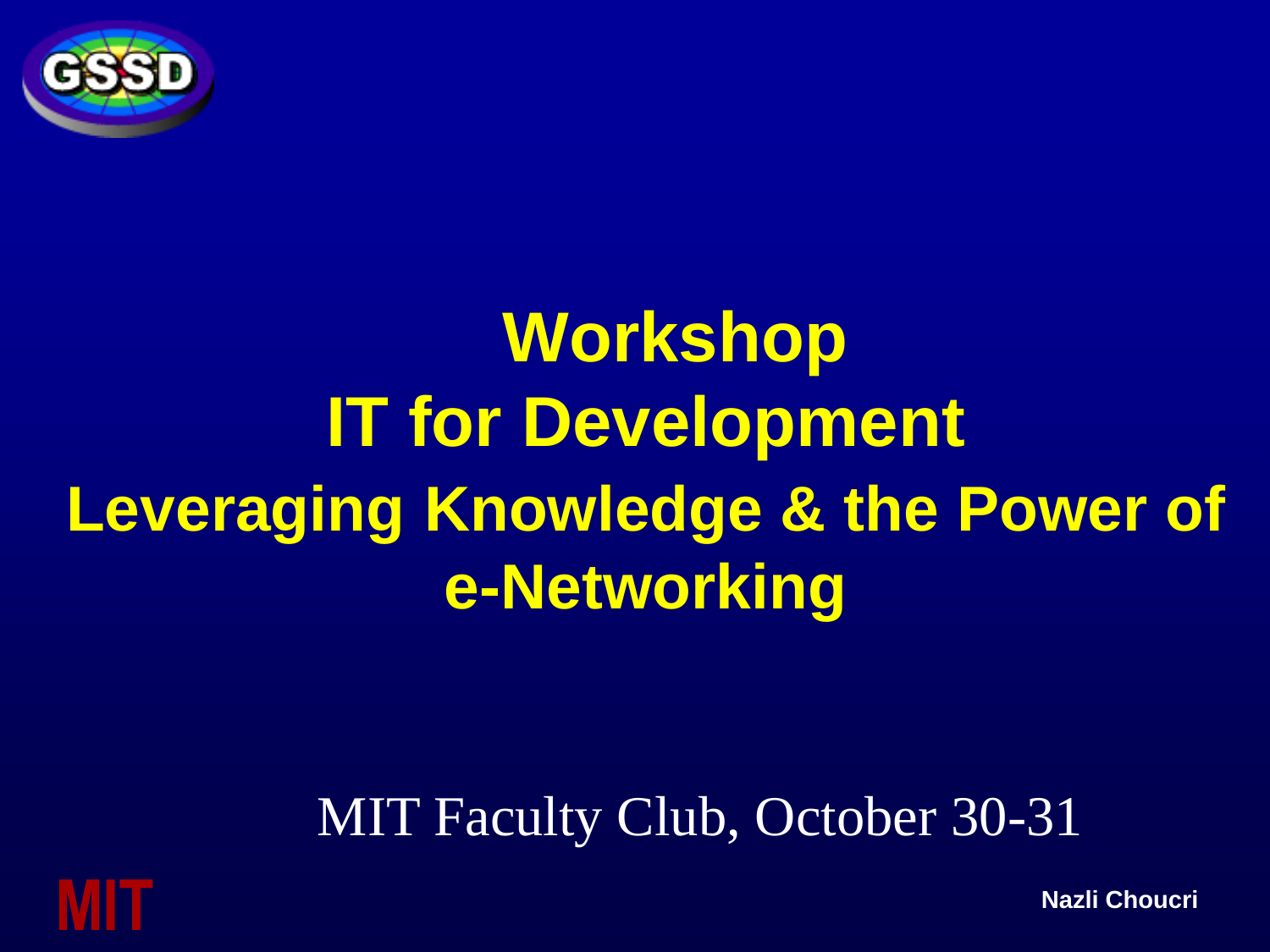# Workshop
# IT for Development
## Leveraging Knowledge & the Power of e-Networking

MIT Faculty Club, October 30-31

**Nazli Choucri**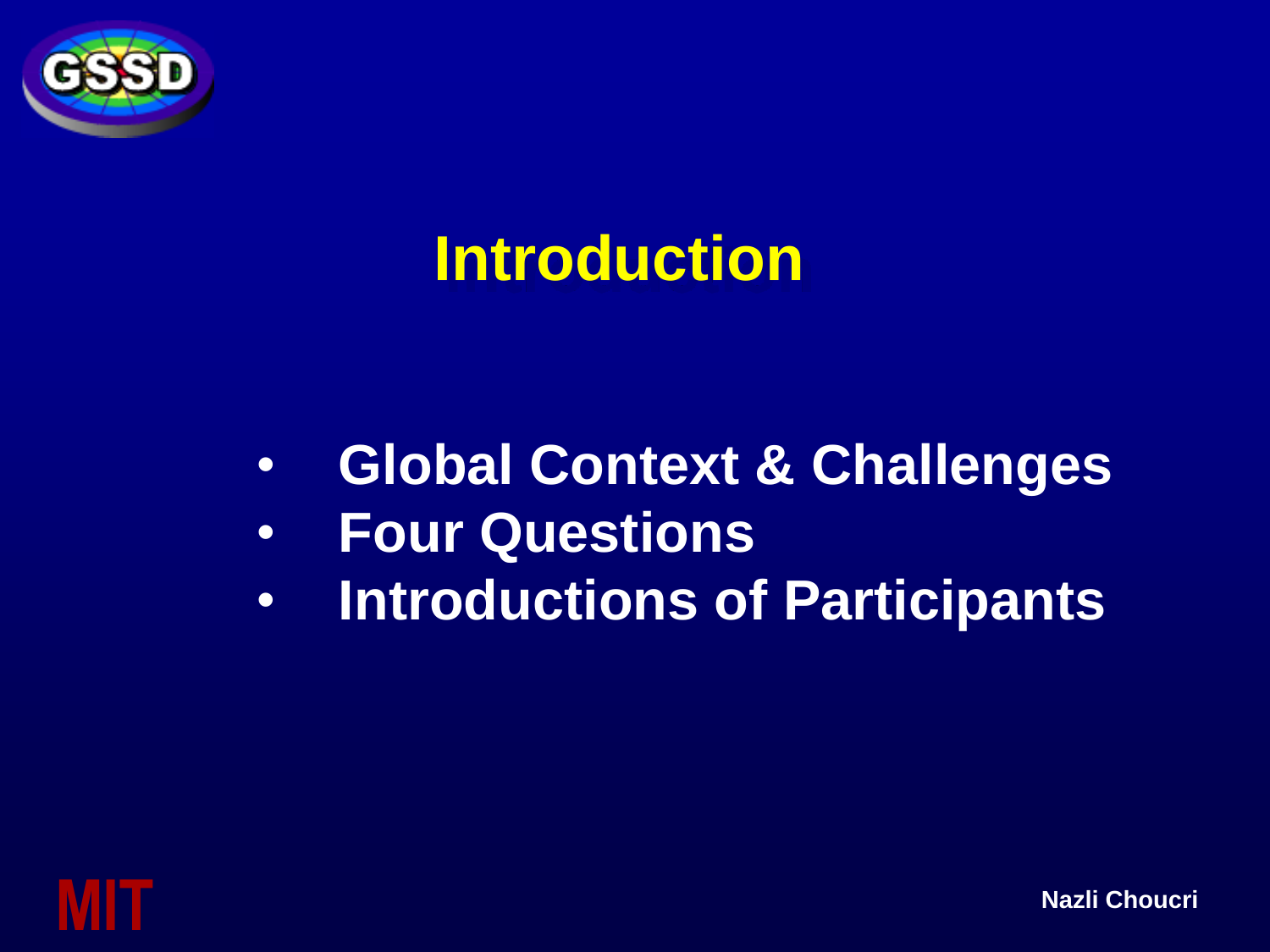# Introduction

- Global Context & Challenges
- Four Questions
- Introductions of Participants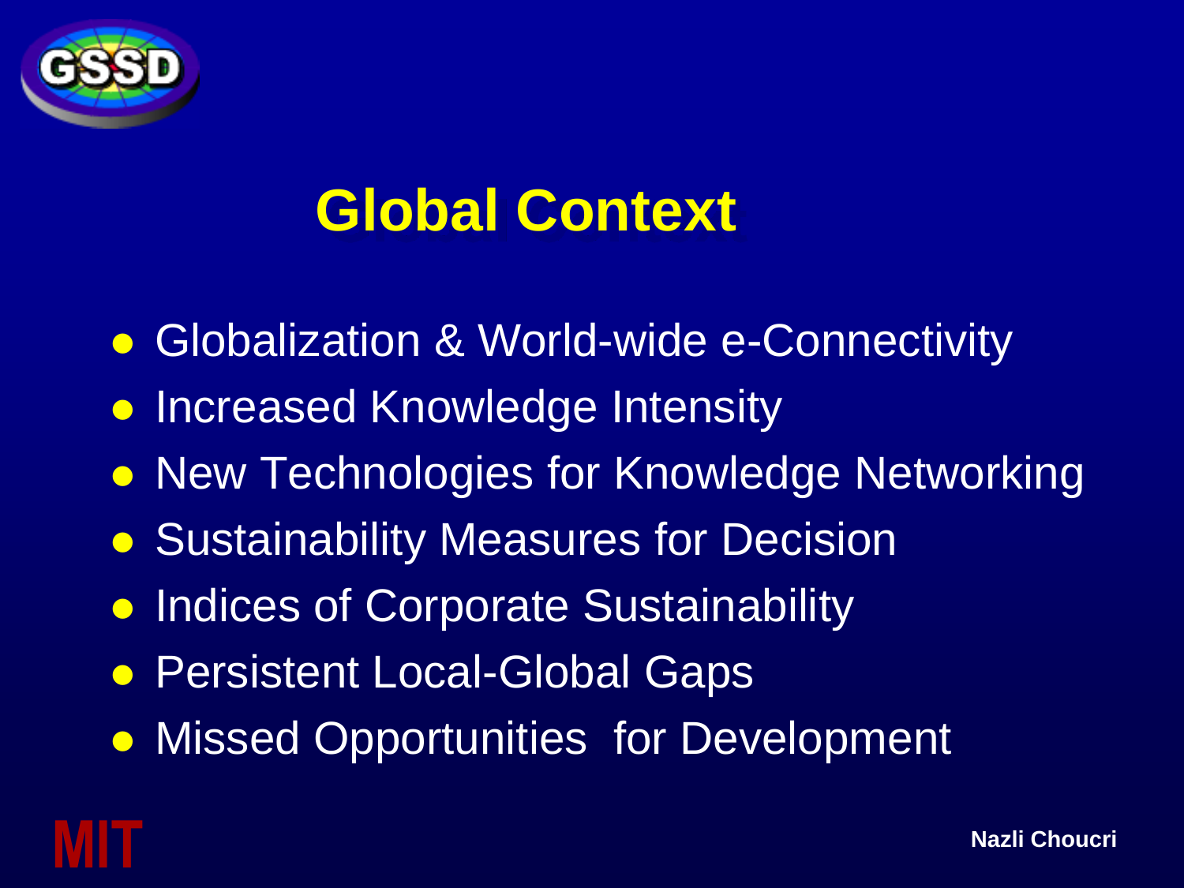# Global Context

- Globalization & World-wide e-Connectivity
- Increased Knowledge Intensity
- New Technologies for Knowledge Networking
- Sustainability Measures for Decision
- Indices of Corporate Sustainability
- Persistent Local-Global Gaps
- Missed Opportunities  for Development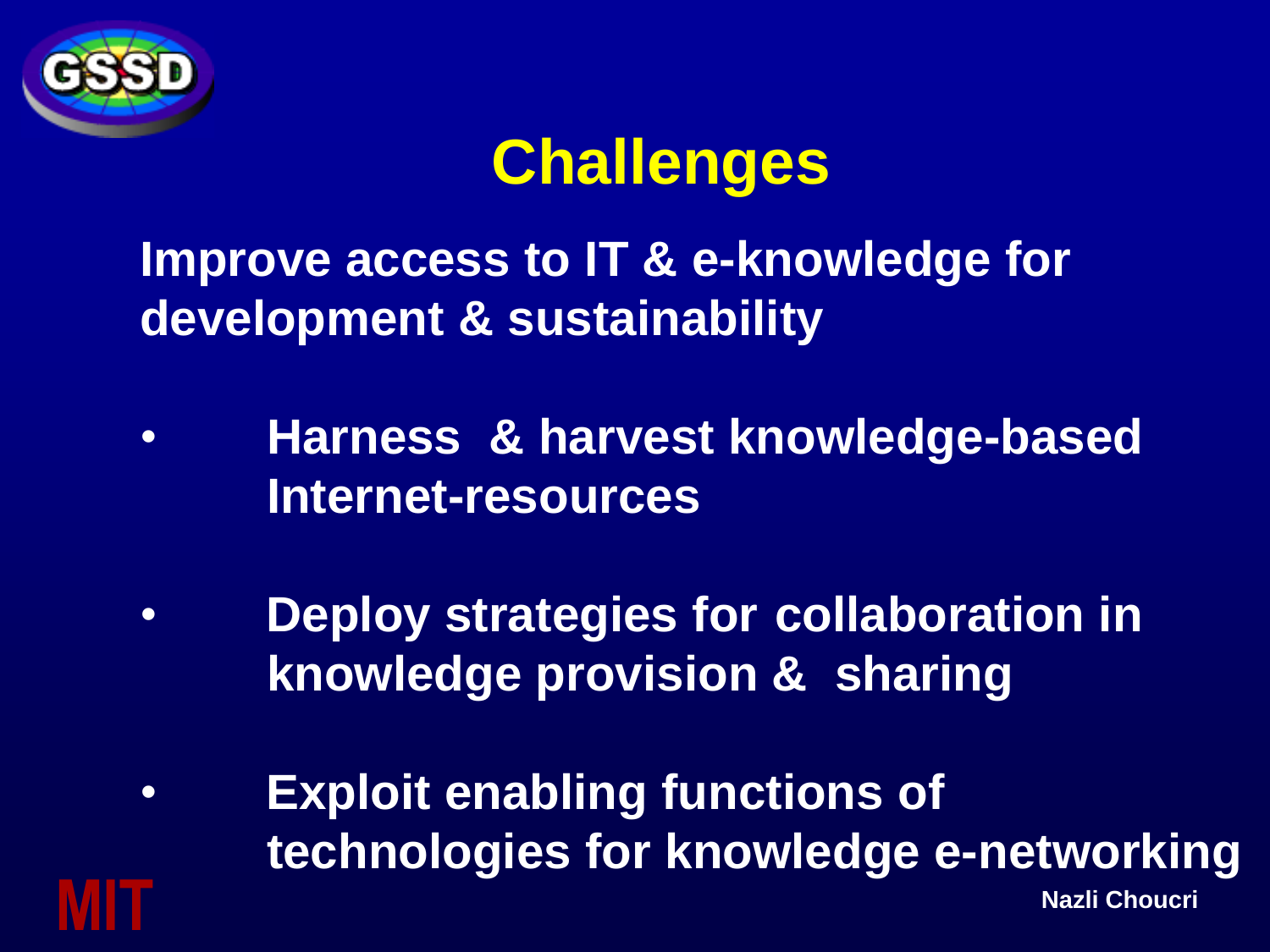# Challenges

**Improve access to IT & e-knowledge for development & sustainability**

- **Harness & harvest knowledge-based Internet-resources**
- **Deploy strategies for collaboration in knowledge provision & sharing**
- **Exploit enabling functions of technologies for knowledge e-networking**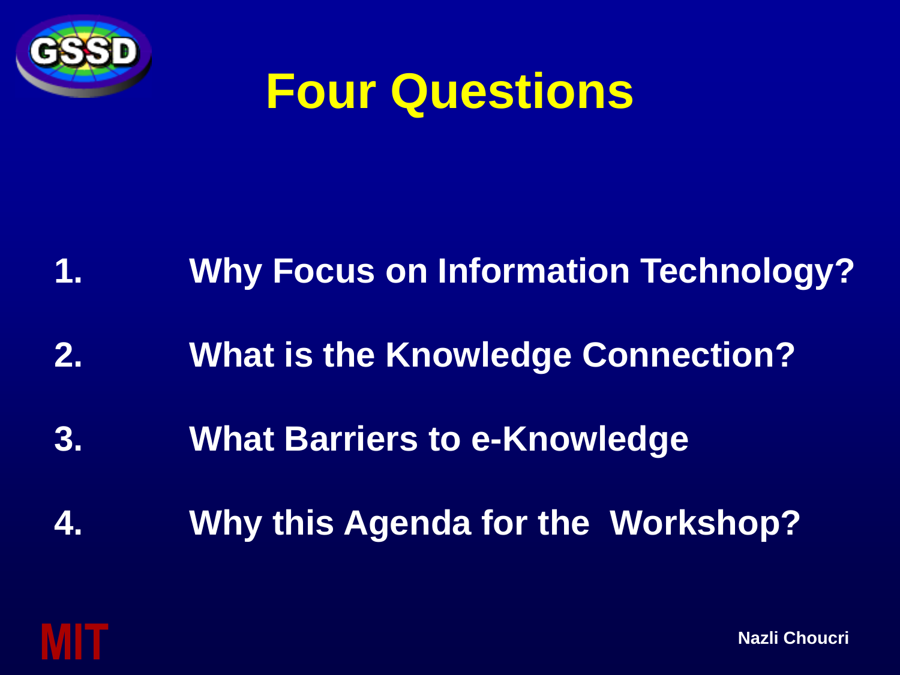# Four Questions

1. Why Focus on Information Technology?
2. What is the Knowledge Connection?
3. What Barriers to e-Knowledge
4. Why this Agenda for the Workshop?

Nazli Choucri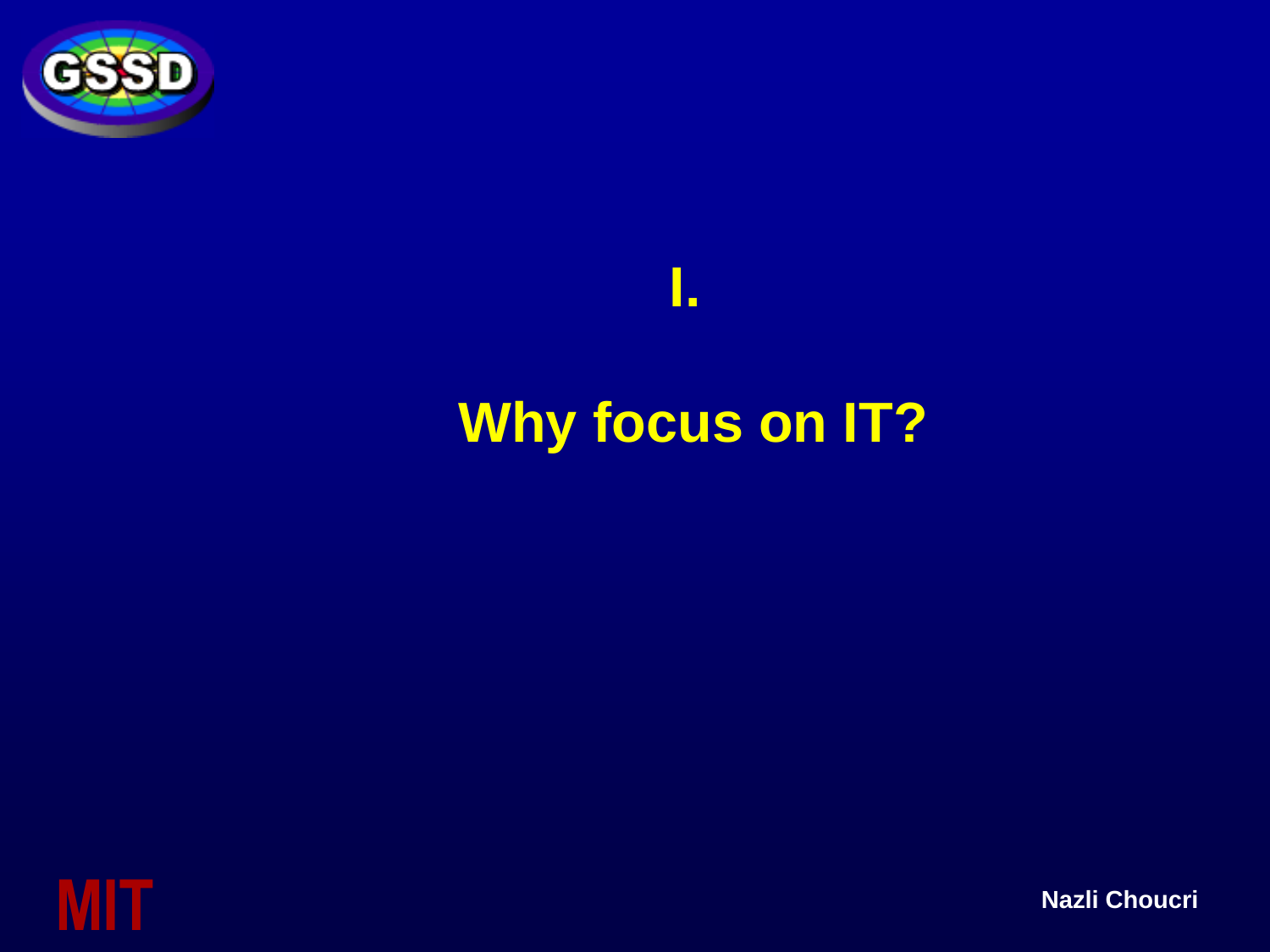# I.

# Why focus on IT?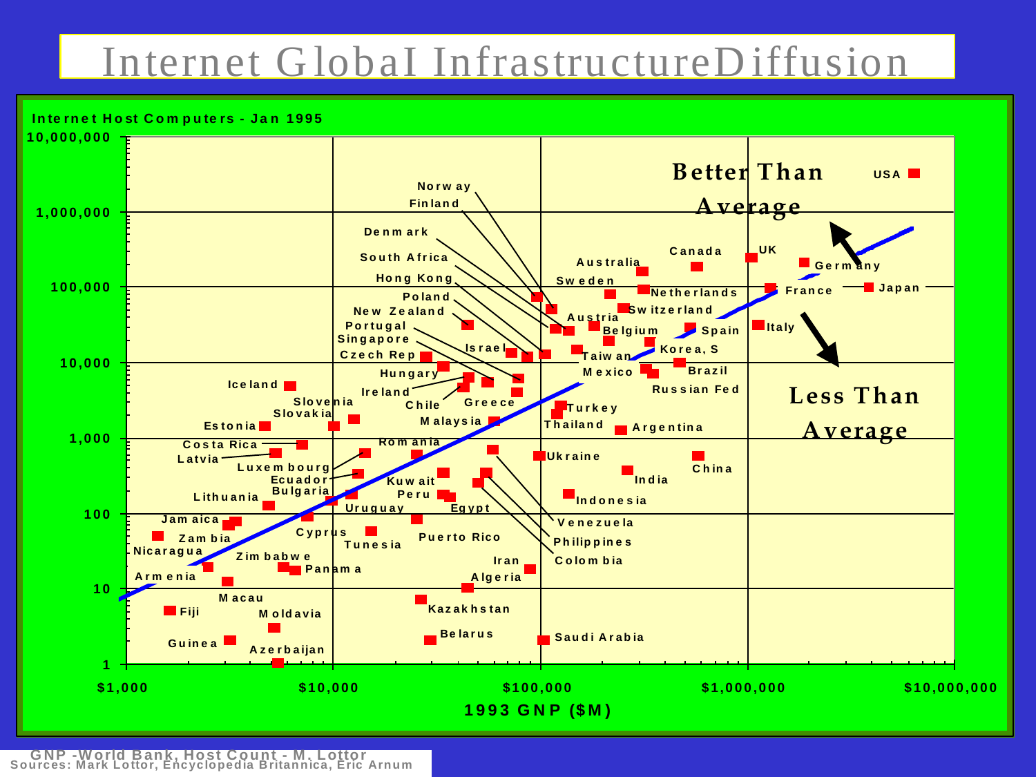# Internet Global InfrastructureDiffusion

Internet Host Computers - Jan 1995

Better Than Average

Less Than Average

1993 GNP ($M)

GNP -World Bank, Host Count - M. Lottor
Sources: Mark Lottor, Encyclopedia Britannica, Eric Arnum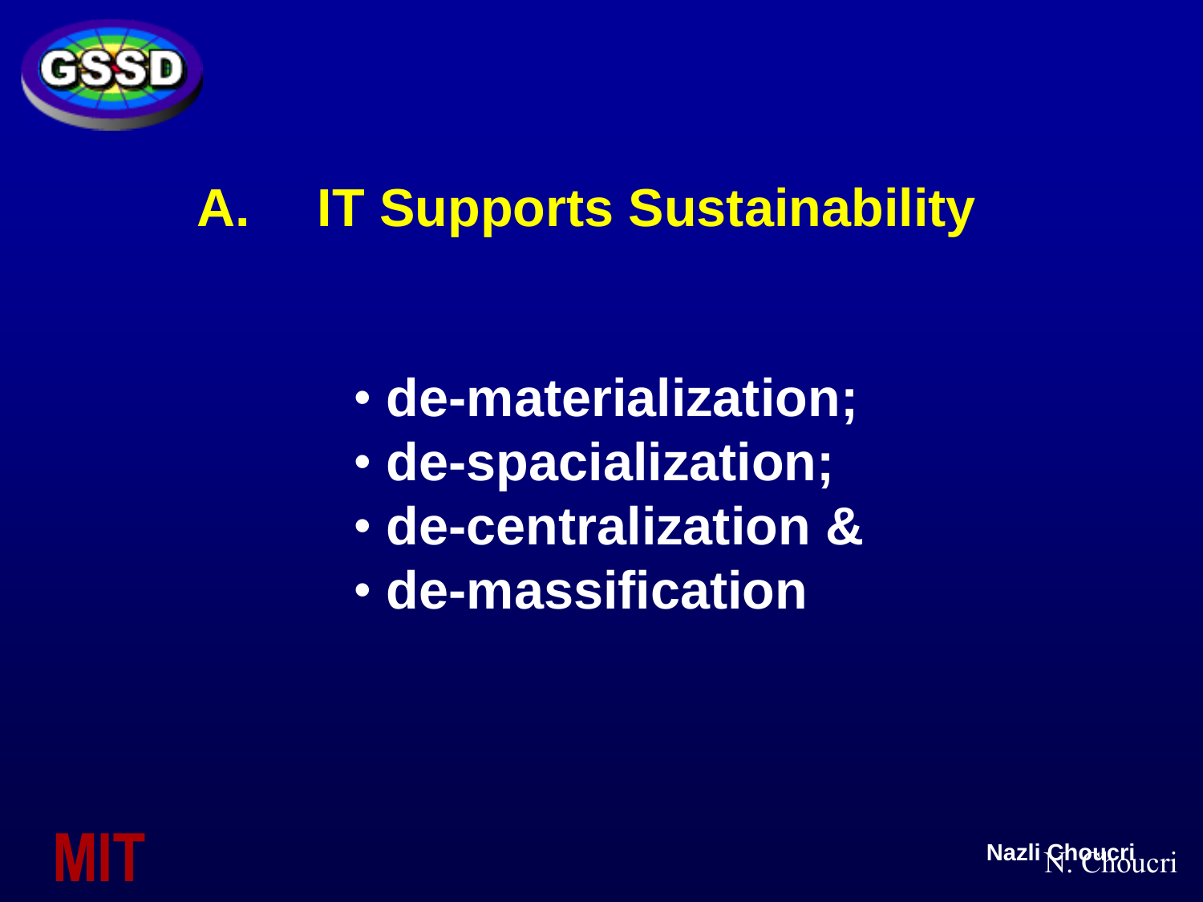# A. IT Supports Sustainability

- de-materialization;
- de-spacialization;
- de-centralization &
- de-massification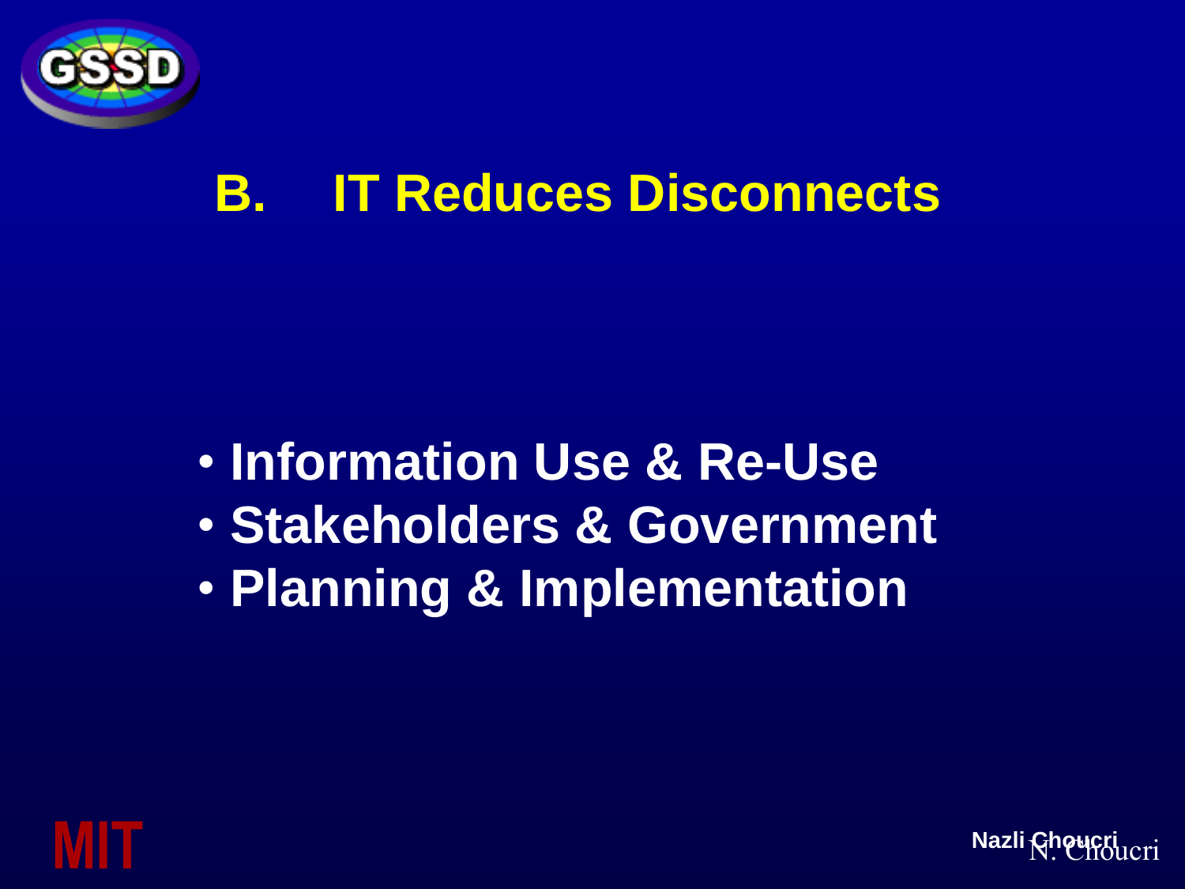## B. IT Reduces Disconnects

- Information Use & Re-Use
- Stakeholders & Government
- Planning & Implementation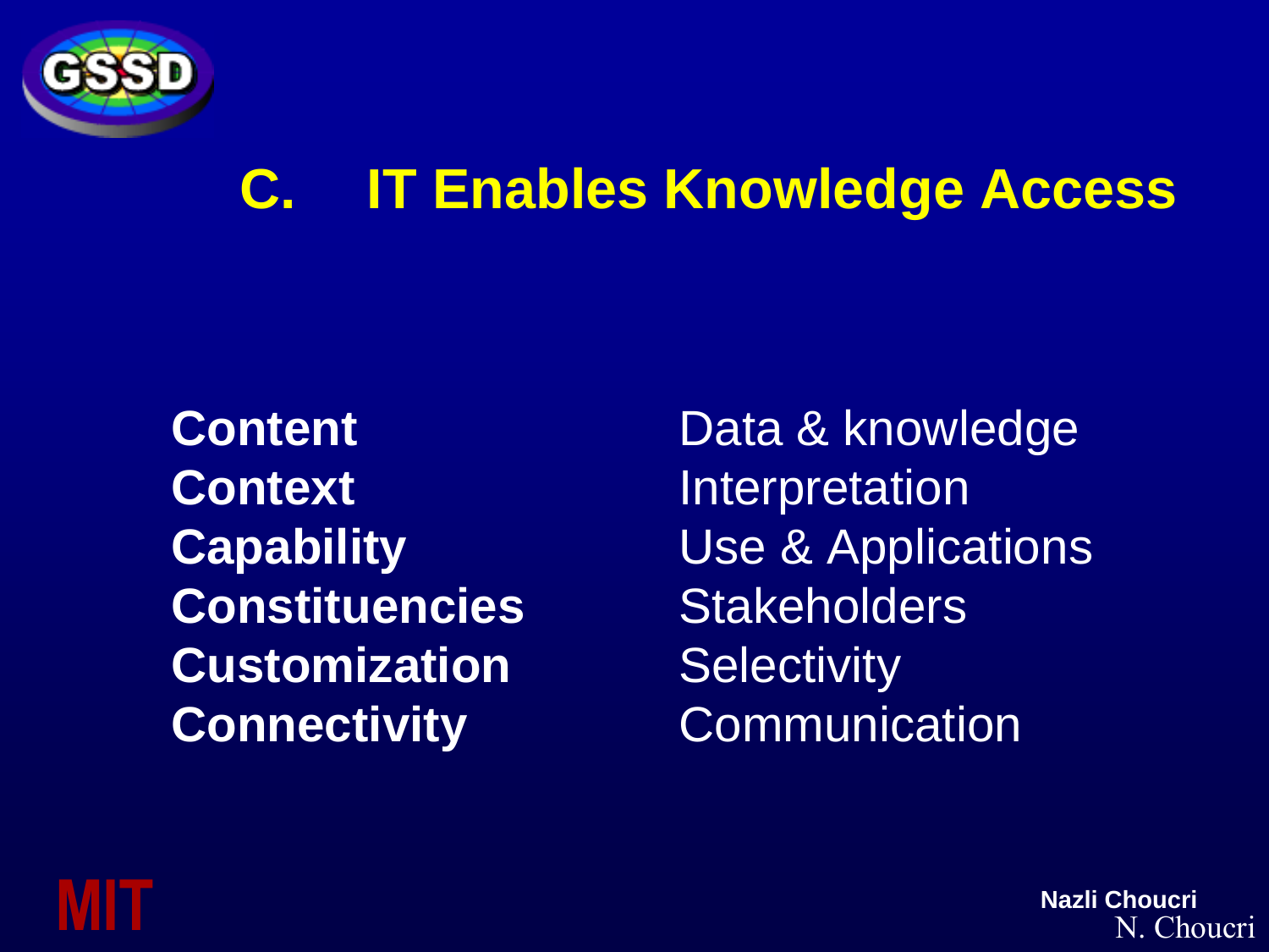# C. IT Enables Knowledge Access

| | |
|---|---|
| **Content** | Data & knowledge |
| **Context** | Interpretation |
| **Capability** | Use & Applications |
| **Constituencies** | Stakeholders |
| **Customization** | Selectivity |
| **Connectivity** | Communication |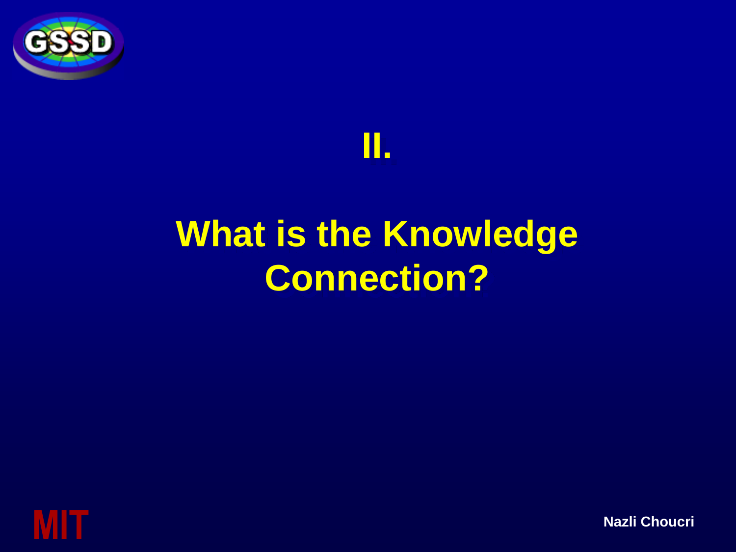# II.

# What is the Knowledge Connection?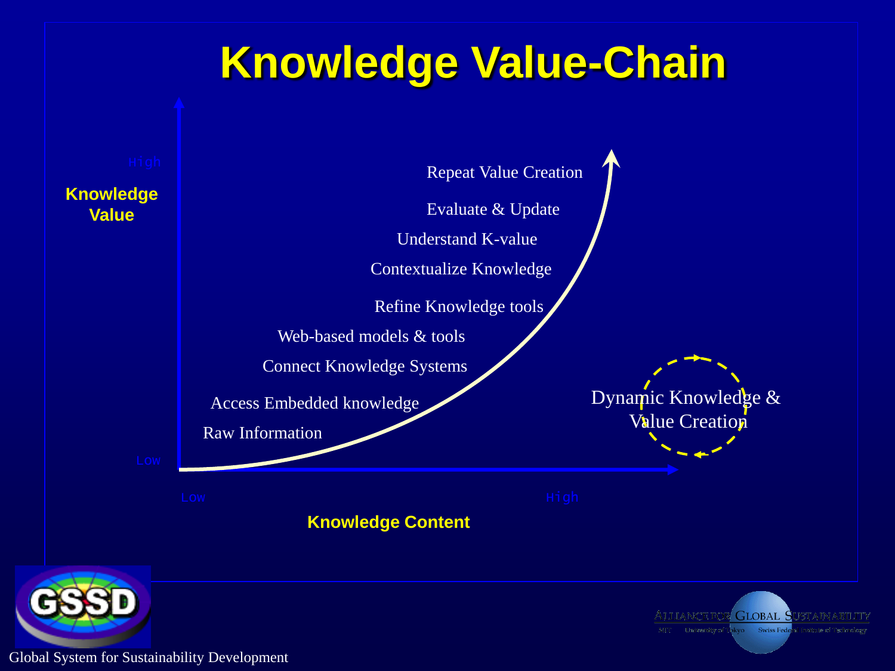# Knowledge Value-Chain

Knowledge Value

High

Low

Repeat Value Creation

Evaluate & Update

Understand K-value

Contextualize Knowledge

Refine Knowledge tools

Web-based models & tools

Connect Knowledge Systems

Access Embedded knowledge

Raw Information

Dynamic Knowledge & Value Creation

Low

High

Knowledge Content

Global System for Sustainability Development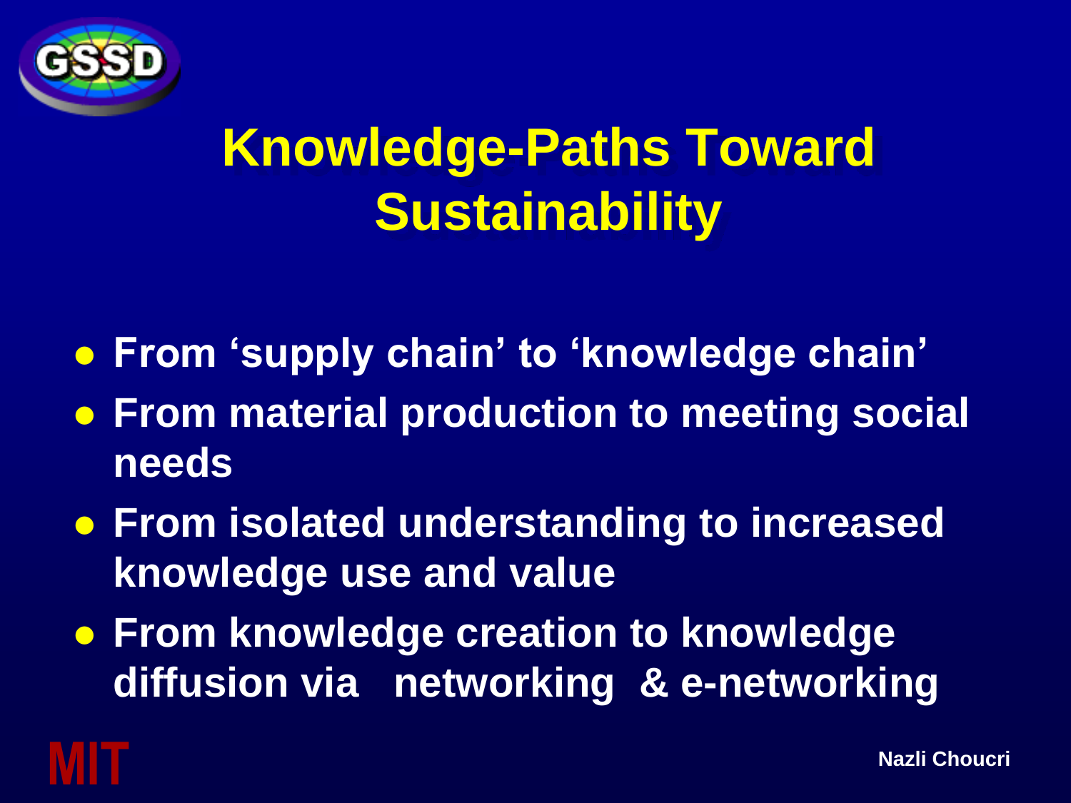# Knowledge-Paths Toward Sustainability

- **From 'supply chain' to 'knowledge chain'**
- **From material production to meeting social needs**
- **From isolated understanding to increased knowledge use and value**
- **From knowledge creation to knowledge diffusion via networking & e-networking**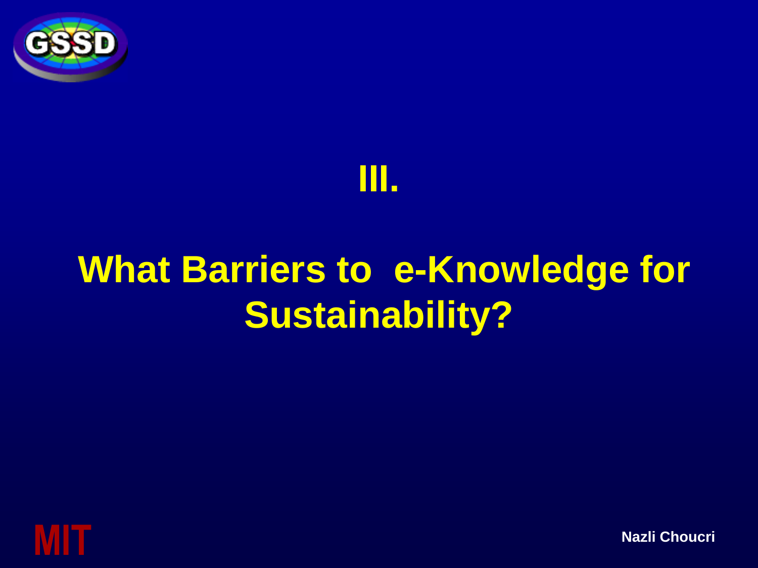# III.

# What Barriers to e-Knowledge for Sustainability?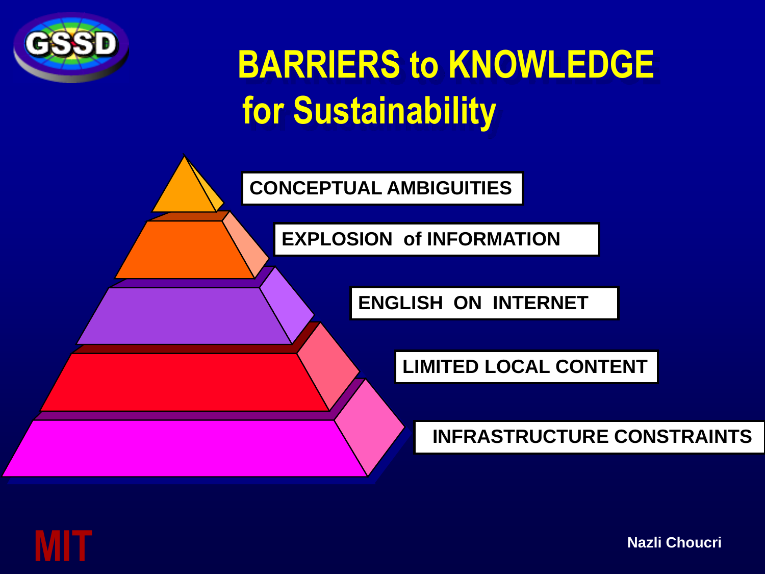# BARRIERS to KNOWLEDGE for Sustainability

- CONCEPTUAL AMBIGUITIES
- EXPLOSION of INFORMATION
- ENGLISH ON INTERNET
- LIMITED LOCAL CONTENT
- INFRASTRUCTURE CONSTRAINTS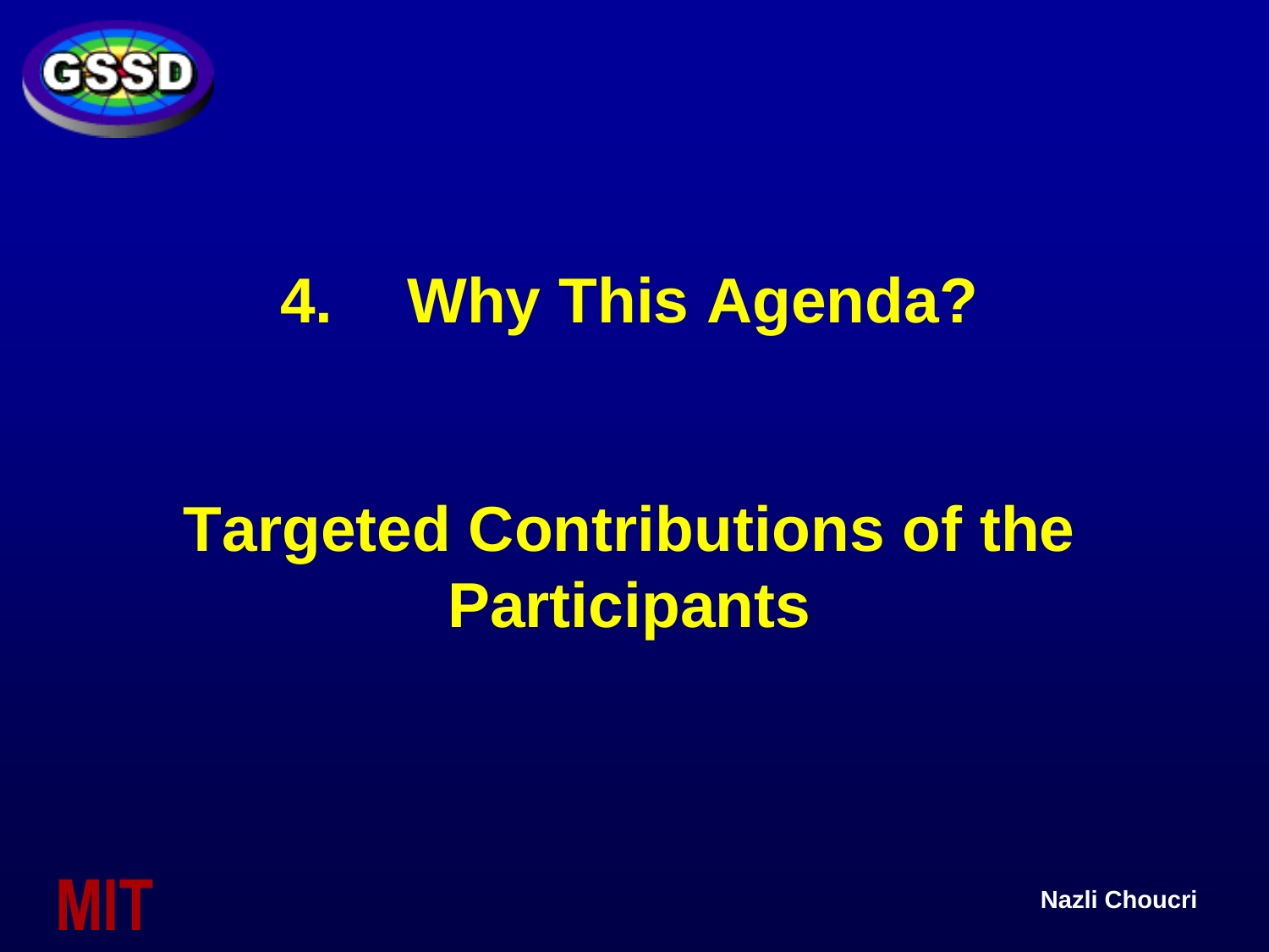# 4. Why This Agenda?

## Targeted Contributions of the Participants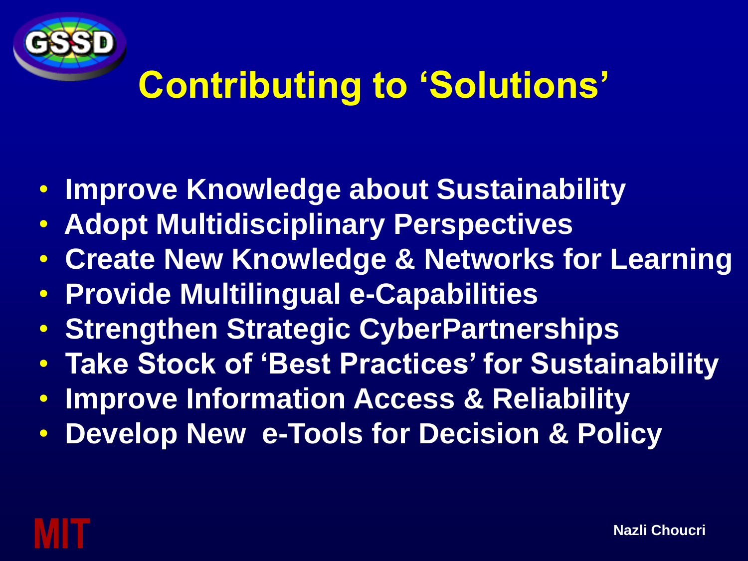# Contributing to 'Solutions'

- Improve Knowledge about Sustainability
- Adopt Multidisciplinary Perspectives
- Create New Knowledge & Networks for Learning
- Provide Multilingual e-Capabilities
- Strengthen Strategic CyberPartnerships
- Take Stock of 'Best Practices' for Sustainability
- Improve Information Access & Reliability
- Develop New e-Tools for Decision & Policy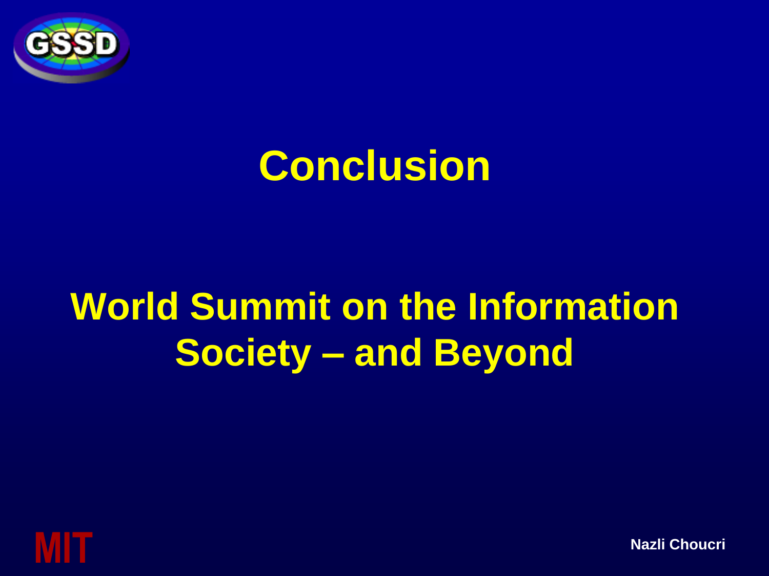# Conclusion

## World Summit on the Information Society – and Beyond